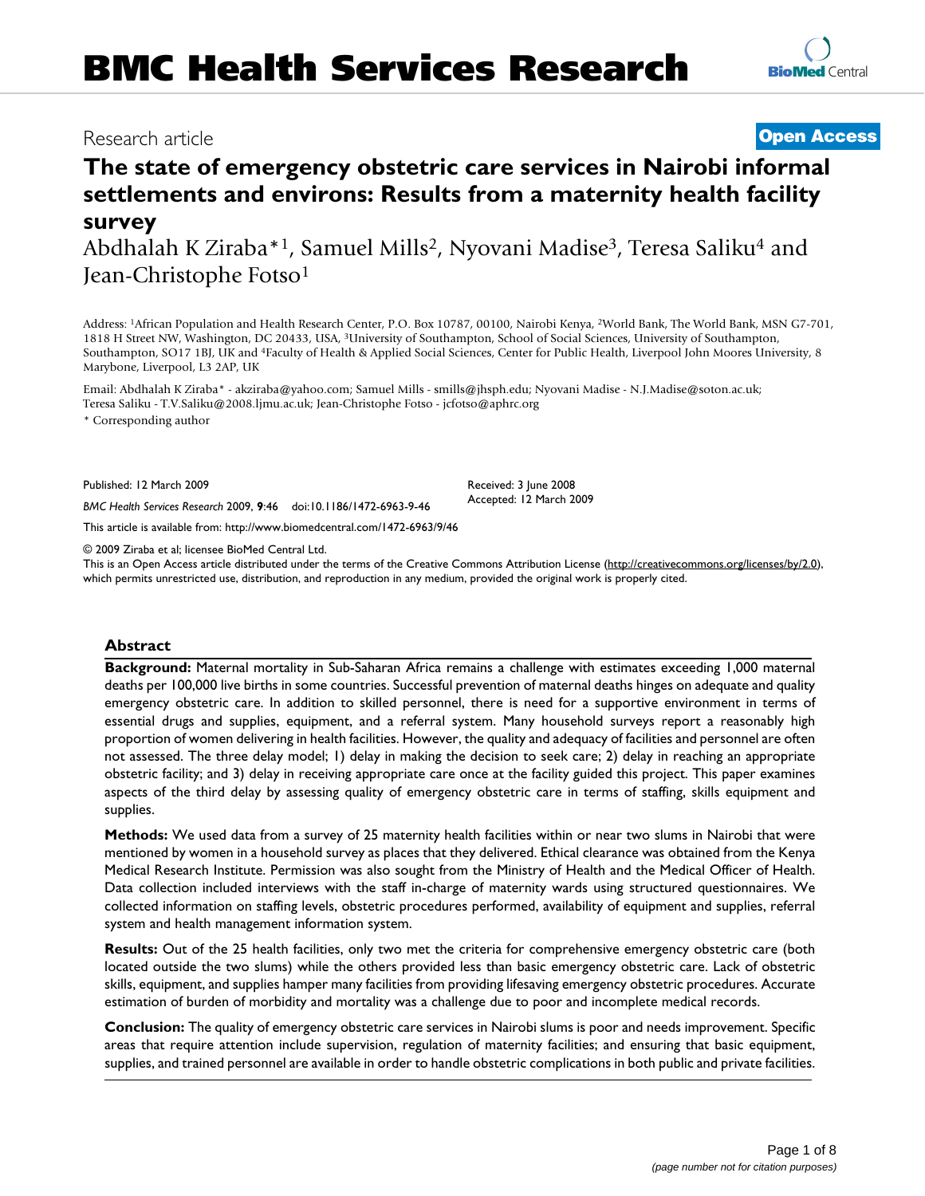# BMC Health Services Research

Research article

**Open Access**

# The state of emergency obstetric care services in Nairobi informal settlements and environs: Results from a maternity health facility survey

Abdhalah K Ziraba*[1], Samuel Mills[2], Nyovani Madise[3], Teresa Saliku[4] and Jean-Christophe Fotso[1]

Address: [1]African Population and Health Research Center, P.O. Box 10787, 00100, Nairobi Kenya, [2]World Bank, The World Bank, MSN G7-701, 1818 H Street NW, Washington, DC 20433, USA, [3]University of Southampton, School of Social Sciences, University of Southampton, Southampton, SO17 1BJ, UK and [4]Faculty of Health & Applied Social Sciences, Center for Public Health, Liverpool John Moores University, 8 Marybone, Liverpool, L3 2AP, UK

Email: Abdhalah K Ziraba* - akziraba@yahoo.com; Samuel Mills - smills@jhsph.edu; Nyovani Madise - N.J.Madise@soton.ac.uk; Teresa Saliku - T.V.Saliku@2008.ljmu.ac.uk; Jean-Christophe Fotso - jcfotso@aphrc.org

\* Corresponding author

Published: 12 March 2009

*BMC Health Services Research* 2009, **9**:46 doi:10.1186/1472-6963-9-46

Received: 3 June 2008
Accepted: 12 March 2009

This article is available from: http://www.biomedcentral.com/1472-6963/9/46

© 2009 Ziraba et al; licensee BioMed Central Ltd.
This is an Open Access article distributed under the terms of the Creative Commons Attribution License (http://creativecommons.org/licenses/by/2.0), which permits unrestricted use, distribution, and reproduction in any medium, provided the original work is properly cited.

## Abstract

**Background:** Maternal mortality in Sub-Saharan Africa remains a challenge with estimates exceeding 1,000 maternal deaths per 100,000 live births in some countries. Successful prevention of maternal deaths hinges on adequate and quality emergency obstetric care. In addition to skilled personnel, there is need for a supportive environment in terms of essential drugs and supplies, equipment, and a referral system. Many household surveys report a reasonably high proportion of women delivering in health facilities. However, the quality and adequacy of facilities and personnel are often not assessed. The three delay model; 1) delay in making the decision to seek care; 2) delay in reaching an appropriate obstetric facility; and 3) delay in receiving appropriate care once at the facility guided this project. This paper examines aspects of the third delay by assessing quality of emergency obstetric care in terms of staffing, skills equipment and supplies.

**Methods:** We used data from a survey of 25 maternity health facilities within or near two slums in Nairobi that were mentioned by women in a household survey as places that they delivered. Ethical clearance was obtained from the Kenya Medical Research Institute. Permission was also sought from the Ministry of Health and the Medical Officer of Health. Data collection included interviews with the staff in-charge of maternity wards using structured questionnaires. We collected information on staffing levels, obstetric procedures performed, availability of equipment and supplies, referral system and health management information system.

**Results:** Out of the 25 health facilities, only two met the criteria for comprehensive emergency obstetric care (both located outside the two slums) while the others provided less than basic emergency obstetric care. Lack of obstetric skills, equipment, and supplies hamper many facilities from providing lifesaving emergency obstetric procedures. Accurate estimation of burden of morbidity and mortality was a challenge due to poor and incomplete medical records.

**Conclusion:** The quality of emergency obstetric care services in Nairobi slums is poor and needs improvement. Specific areas that require attention include supervision, regulation of maternity facilities; and ensuring that basic equipment, supplies, and trained personnel are available in order to handle obstetric complications in both public and private facilities.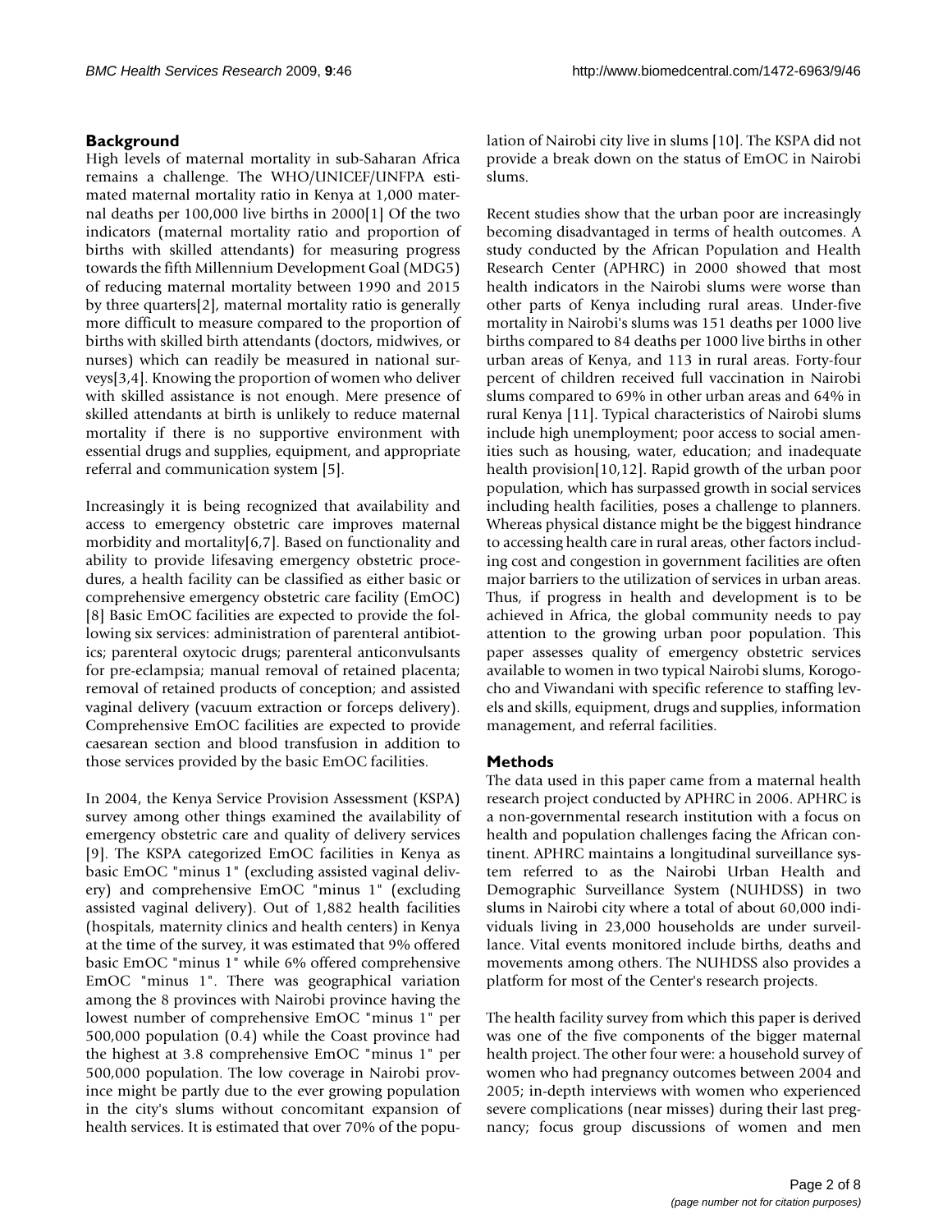## Background

High levels of maternal mortality in sub-Saharan Africa remains a challenge. The WHO/UNICEF/UNFPA estimated maternal mortality ratio in Kenya at 1,000 maternal deaths per 100,000 live births in 2000[1] Of the two indicators (maternal mortality ratio and proportion of births with skilled attendants) for measuring progress towards the fifth Millennium Development Goal (MDG5) of reducing maternal mortality between 1990 and 2015 by three quarters[2], maternal mortality ratio is generally more difficult to measure compared to the proportion of births with skilled birth attendants (doctors, midwives, or nurses) which can readily be measured in national surveys[3,4]. Knowing the proportion of women who deliver with skilled assistance is not enough. Mere presence of skilled attendants at birth is unlikely to reduce maternal mortality if there is no supportive environment with essential drugs and supplies, equipment, and appropriate referral and communication system [5].

Increasingly it is being recognized that availability and access to emergency obstetric care improves maternal morbidity and mortality[6,7]. Based on functionality and ability to provide lifesaving emergency obstetric procedures, a health facility can be classified as either basic or comprehensive emergency obstetric care facility (EmOC) [8] Basic EmOC facilities are expected to provide the following six services: administration of parenteral antibiotics; parenteral oxytocic drugs; parenteral anticonvulsants for pre-eclampsia; manual removal of retained placenta; removal of retained products of conception; and assisted vaginal delivery (vacuum extraction or forceps delivery). Comprehensive EmOC facilities are expected to provide caesarean section and blood transfusion in addition to those services provided by the basic EmOC facilities.

In 2004, the Kenya Service Provision Assessment (KSPA) survey among other things examined the availability of emergency obstetric care and quality of delivery services [9]. The KSPA categorized EmOC facilities in Kenya as basic EmOC "minus 1" (excluding assisted vaginal delivery) and comprehensive EmOC "minus 1" (excluding assisted vaginal delivery). Out of 1,882 health facilities (hospitals, maternity clinics and health centers) in Kenya at the time of the survey, it was estimated that 9% offered basic EmOC "minus 1" while 6% offered comprehensive EmOC "minus 1". There was geographical variation among the 8 provinces with Nairobi province having the lowest number of comprehensive EmOC "minus 1" per 500,000 population (0.4) while the Coast province had the highest at 3.8 comprehensive EmOC "minus 1" per 500,000 population. The low coverage in Nairobi province might be partly due to the ever growing population in the city's slums without concomitant expansion of health services. It is estimated that over 70% of the population of Nairobi city live in slums [10]. The KSPA did not provide a break down on the status of EmOC in Nairobi slums.

Recent studies show that the urban poor are increasingly becoming disadvantaged in terms of health outcomes. A study conducted by the African Population and Health Research Center (APHRC) in 2000 showed that most health indicators in the Nairobi slums were worse than other parts of Kenya including rural areas. Under-five mortality in Nairobi's slums was 151 deaths per 1000 live births compared to 84 deaths per 1000 live births in other urban areas of Kenya, and 113 in rural areas. Forty-four percent of children received full vaccination in Nairobi slums compared to 69% in other urban areas and 64% in rural Kenya [11]. Typical characteristics of Nairobi slums include high unemployment; poor access to social amenities such as housing, water, education; and inadequate health provision[10,12]. Rapid growth of the urban poor population, which has surpassed growth in social services including health facilities, poses a challenge to planners. Whereas physical distance might be the biggest hindrance to accessing health care in rural areas, other factors including cost and congestion in government facilities are often major barriers to the utilization of services in urban areas. Thus, if progress in health and development is to be achieved in Africa, the global community needs to pay attention to the growing urban poor population. This paper assesses quality of emergency obstetric services available to women in two typical Nairobi slums, Korogocho and Viwandani with specific reference to staffing levels and skills, equipment, drugs and supplies, information management, and referral facilities.

## Methods

The data used in this paper came from a maternal health research project conducted by APHRC in 2006. APHRC is a non-governmental research institution with a focus on health and population challenges facing the African continent. APHRC maintains a longitudinal surveillance system referred to as the Nairobi Urban Health and Demographic Surveillance System (NUHDSS) in two slums in Nairobi city where a total of about 60,000 individuals living in 23,000 households are under surveillance. Vital events monitored include births, deaths and movements among others. The NUHDSS also provides a platform for most of the Center's research projects.

The health facility survey from which this paper is derived was one of the five components of the bigger maternal health project. The other four were: a household survey of women who had pregnancy outcomes between 2004 and 2005; in-depth interviews with women who experienced severe complications (near misses) during their last pregnancy; focus group discussions of women and men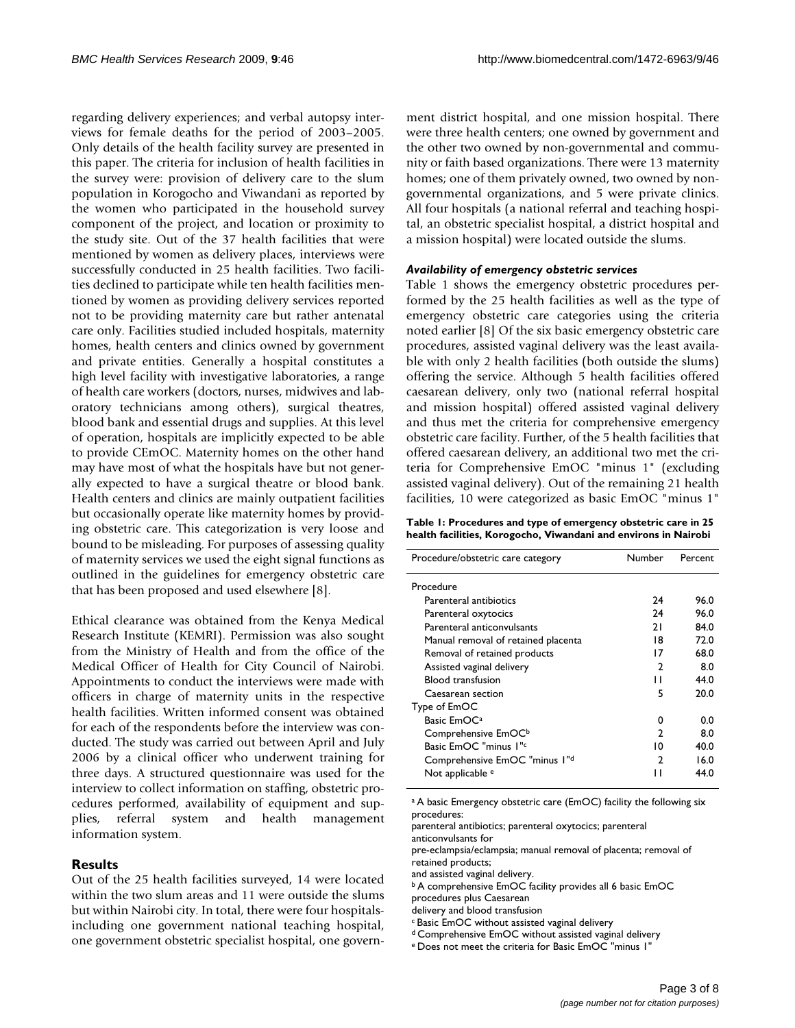regarding delivery experiences; and verbal autopsy interviews for female deaths for the period of 2003–2005. Only details of the health facility survey are presented in this paper. The criteria for inclusion of health facilities in the survey were: provision of delivery care to the slum population in Korogocho and Viwandani as reported by the women who participated in the household survey component of the project, and location or proximity to the study site. Out of the 37 health facilities that were mentioned by women as delivery places, interviews were successfully conducted in 25 health facilities. Two facilities declined to participate while ten health facilities mentioned by women as providing delivery services reported not to be providing maternity care but rather antenatal care only. Facilities studied included hospitals, maternity homes, health centers and clinics owned by government and private entities. Generally a hospital constitutes a high level facility with investigative laboratories, a range of health care workers (doctors, nurses, midwives and laboratory technicians among others), surgical theatres, blood bank and essential drugs and supplies. At this level of operation, hospitals are implicitly expected to be able to provide CEmOC. Maternity homes on the other hand may have most of what the hospitals have but not generally expected to have a surgical theatre or blood bank. Health centers and clinics are mainly outpatient facilities but occasionally operate like maternity homes by providing obstetric care. This categorization is very loose and bound to be misleading. For purposes of assessing quality of maternity services we used the eight signal functions as outlined in the guidelines for emergency obstetric care that has been proposed and used elsewhere [8].

Ethical clearance was obtained from the Kenya Medical Research Institute (KEMRI). Permission was also sought from the Ministry of Health and from the office of the Medical Officer of Health for City Council of Nairobi. Appointments to conduct the interviews were made with officers in charge of maternity units in the respective health facilities. Written informed consent was obtained for each of the respondents before the interview was conducted. The study was carried out between April and July 2006 by a clinical officer who underwent training for three days. A structured questionnaire was used for the interview to collect information on staffing, obstetric procedures performed, availability of equipment and supplies, referral system and health management information system.

## Results

Out of the 25 health facilities surveyed, 14 were located within the two slum areas and 11 were outside the slums but within Nairobi city. In total, there were four hospitals-including one government national teaching hospital, one government obstetric specialist hospital, one government district hospital, and one mission hospital. There were three health centers; one owned by government and the other two owned by non-governmental and community or faith based organizations. There were 13 maternity homes; one of them privately owned, two owned by non-governmental organizations, and 5 were private clinics. All four hospitals (a national referral and teaching hospital, an obstetric specialist hospital, a district hospital and a mission hospital) were located outside the slums.

### *Availability of emergency obstetric services*

Table 1 shows the emergency obstetric procedures performed by the 25 health facilities as well as the type of emergency obstetric care categories using the criteria noted earlier [8] Of the six basic emergency obstetric care procedures, assisted vaginal delivery was the least available with only 2 health facilities (both outside the slums) offering the service. Although 5 health facilities offered caesarean delivery, only two (national referral hospital and mission hospital) offered assisted vaginal delivery and thus met the criteria for comprehensive emergency obstetric care facility. Further, of the 5 health facilities that offered caesarean delivery, an additional two met the criteria for Comprehensive EmOC "minus 1" (excluding assisted vaginal delivery). Out of the remaining 21 health facilities, 10 were categorized as basic EmOC "minus 1"

**Table 1: Procedures and type of emergency obstetric care in 25 health facilities, Korogocho, Viwandani and environs in Nairobi**

| Procedure/obstetric care category | Number | Percent |
|---|---|---|
| Procedure | | |
| Parenteral antibiotics | 24 | 96.0 |
| Parenteral oxytocics | 24 | 96.0 |
| Parenteral anticonvulsants | 21 | 84.0 |
| Manual removal of retained placenta | 18 | 72.0 |
| Removal of retained products | 17 | 68.0 |
| Assisted vaginal delivery | 2 | 8.0 |
| Blood transfusion | 11 | 44.0 |
| Caesarean section | 5 | 20.0 |
| Type of EmOC | | |
| Basic EmOC[a] | 0 | 0.0 |
| Comprehensive EmOC[b] | 2 | 8.0 |
| Basic EmOC "minus 1"[c] | 10 | 40.0 |
| Comprehensive EmOC "minus 1"[d] | 2 | 16.0 |
| Not applicable [e] | 11 | 44.0 |

[a] A basic Emergency obstetric care (EmOC) facility the following six procedures:
parenteral antibiotics; parenteral oxytocics; parenteral anticonvulsants for
pre-eclampsia/eclampsia; manual removal of placenta; removal of retained products;
and assisted vaginal delivery.
[b] A comprehensive EmOC facility provides all 6 basic EmOC procedures plus Caesarean
delivery and blood transfusion
[c] Basic EmOC without assisted vaginal delivery
[d] Comprehensive EmOC without assisted vaginal delivery
[e] Does not meet the criteria for Basic EmOC "minus 1"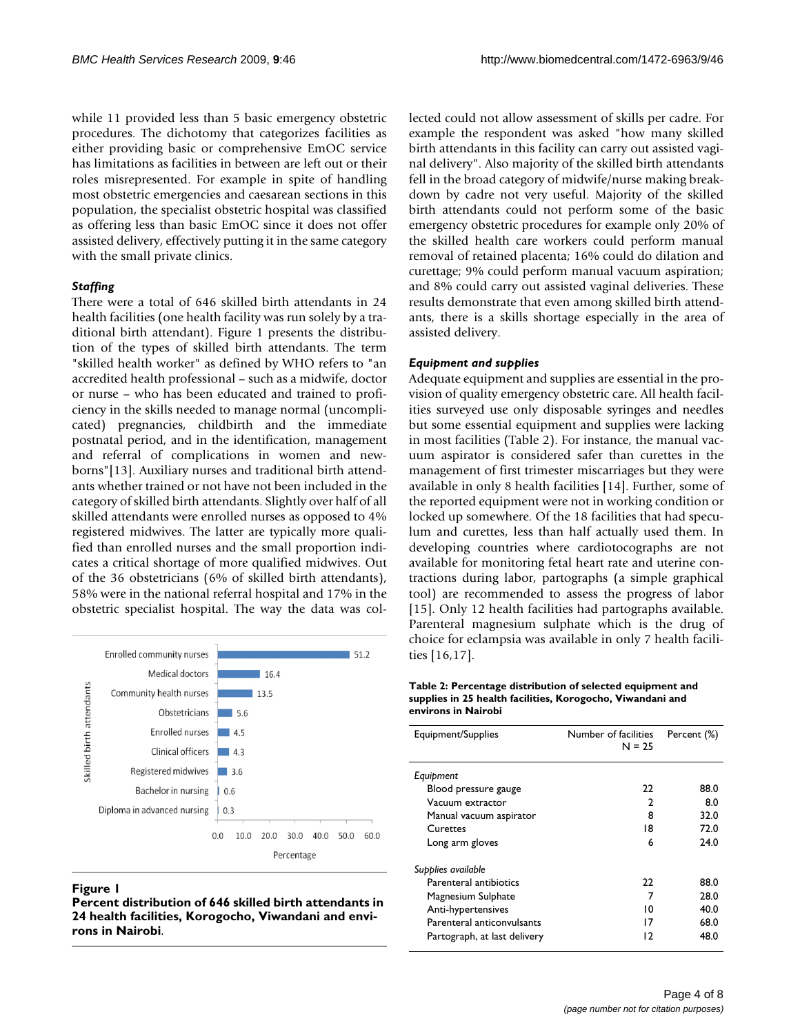while 11 provided less than 5 basic emergency obstetric procedures. The dichotomy that categorizes facilities as either providing basic or comprehensive EmOC service has limitations as facilities in between are left out or their roles misrepresented. For example in spite of handling most obstetric emergencies and caesarean sections in this population, the specialist obstetric hospital was classified as offering less than basic EmOC since it does not offer assisted delivery, effectively putting it in the same category with the small private clinics.

### *Staffing*

There were a total of 646 skilled birth attendants in 24 health facilities (one health facility was run solely by a traditional birth attendant). Figure 1 presents the distribution of the types of skilled birth attendants. The term "skilled health worker" as defined by WHO refers to "an accredited health professional – such as a midwife, doctor or nurse – who has been educated and trained to proficiency in the skills needed to manage normal (uncomplicated) pregnancies, childbirth and the immediate postnatal period, and in the identification, management and referral of complications in women and newborns"[13]. Auxiliary nurses and traditional birth attendants whether trained or not have not been included in the category of skilled birth attendants. Slightly over half of all skilled attendants were enrolled nurses as opposed to 4% registered midwives. The latter are typically more qualified than enrolled nurses and the small proportion indicates a critical shortage of more qualified midwives. Out of the 36 obstetricians (6% of skilled birth attendants), 58% were in the national referral hospital and 17% in the obstetric specialist hospital. The way the data was collected could not allow assessment of skills per cadre. For example the respondent was asked "how many skilled birth attendants in this facility can carry out assisted vaginal delivery". Also majority of the skilled birth attendants fell in the broad category of midwife/nurse making breakdown by cadre not very useful. Majority of the skilled birth attendants could not perform some of the basic emergency obstetric procedures for example only 20% of the skilled health care workers could perform manual removal of retained placenta; 16% could do dilation and curettage; 9% could perform manual vacuum aspiration; and 8% could carry out assisted vaginal deliveries. These results demonstrate that even among skilled birth attendants, there is a skills shortage especially in the area of assisted delivery.

| Skilled birth attendants | Percentage |
|---|---|
| Enrolled community nurses | 51.2 |
| Medical doctors | 16.4 |
| Community health nurses | 13.5 |
| Obstetricians | 5.6 |
| Enrolled nurses | 4.5 |
| Clinical officers | 4.3 |
| Registered midwives | 3.6 |
| Bachelor in nursing | 0.6 |
| Diploma in advanced nursing | 0.3 |

**Figure 1**
**Percent distribution of 646 skilled birth attendants in 24 health facilities, Korogocho, Viwandani and environs in Nairobi**.

### *Equipment and supplies*

Adequate equipment and supplies are essential in the provision of quality emergency obstetric care. All health facilities surveyed use only disposable syringes and needles but some essential equipment and supplies were lacking in most facilities (Table 2). For instance, the manual vacuum aspirator is considered safer than curettes in the management of first trimester miscarriages but they were available in only 8 health facilities [14]. Further, some of the reported equipment were not in working condition or locked up somewhere. Of the 18 facilities that had speculum and curettes, less than half actually used them. In developing countries where cardiotocographs are not available for monitoring fetal heart rate and uterine contractions during labor, partographs (a simple graphical tool) are recommended to assess the progress of labor [15]. Only 12 health facilities had partographs available. Parenteral magnesium sulphate which is the drug of choice for eclampsia was available in only 7 health facilities [16,17].

**Table 2: Percentage distribution of selected equipment and supplies in 25 health facilities, Korogocho, Viwandani and environs in Nairobi**

| Equipment/Supplies | Number of facilities N = 25 | Percent (%) |
|---|---|---|
| *Equipment* | | |
| Blood pressure gauge | 22 | 88.0 |
| Vacuum extractor | 2 | 8.0 |
| Manual vacuum aspirator | 8 | 32.0 |
| Curettes | 18 | 72.0 |
| Long arm gloves | 6 | 24.0 |
| *Supplies available* | | |
| Parenteral antibiotics | 22 | 88.0 |
| Magnesium Sulphate | 7 | 28.0 |
| Anti-hypertensives | 10 | 40.0 |
| Parenteral anticonvulsants | 17 | 68.0 |
| Partograph, at last delivery | 12 | 48.0 |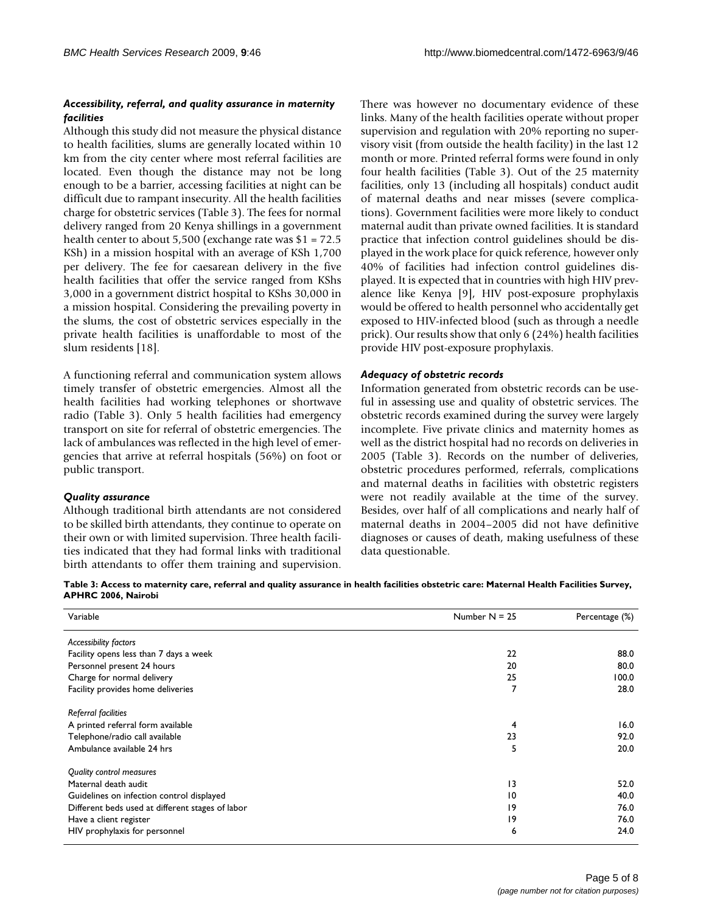### *Accessibility, referral, and quality assurance in maternity facilities*

Although this study did not measure the physical distance to health facilities, slums are generally located within 10 km from the city center where most referral facilities are located. Even though the distance may not be long enough to be a barrier, accessing facilities at night can be difficult due to rampant insecurity. All the health facilities charge for obstetric services (Table 3). The fees for normal delivery ranged from 20 Kenya shillings in a government health center to about 5,500 (exchange rate was $1 = 72.5 KSh) in a mission hospital with an average of KSh 1,700 per delivery. The fee for caesarean delivery in the five health facilities that offer the service ranged from KShs 3,000 in a government district hospital to KShs 30,000 in a mission hospital. Considering the prevailing poverty in the slums, the cost of obstetric services especially in the private health facilities is unaffordable to most of the slum residents [18].

A functioning referral and communication system allows timely transfer of obstetric emergencies. Almost all the health facilities had working telephones or shortwave radio (Table 3). Only 5 health facilities had emergency transport on site for referral of obstetric emergencies. The lack of ambulances was reflected in the high level of emergencies that arrive at referral hospitals (56%) on foot or public transport.

### *Quality assurance*

Although traditional birth attendants are not considered to be skilled birth attendants, they continue to operate on their own or with limited supervision. Three health facilities indicated that they had formal links with traditional birth attendants to offer them training and supervision. There was however no documentary evidence of these links. Many of the health facilities operate without proper supervision and regulation with 20% reporting no supervisory visit (from outside the health facility) in the last 12 month or more. Printed referral forms were found in only four health facilities (Table 3). Out of the 25 maternity facilities, only 13 (including all hospitals) conduct audit of maternal deaths and near misses (severe complications). Government facilities were more likely to conduct maternal audit than private owned facilities. It is standard practice that infection control guidelines should be displayed in the work place for quick reference, however only 40% of facilities had infection control guidelines displayed. It is expected that in countries with high HIV prevalence like Kenya [9], HIV post-exposure prophylaxis would be offered to health personnel who accidentally get exposed to HIV-infected blood (such as through a needle prick). Our results show that only 6 (24%) health facilities provide HIV post-exposure prophylaxis.

### *Adequacy of obstetric records*

Information generated from obstetric records can be useful in assessing use and quality of obstetric services. The obstetric records examined during the survey were largely incomplete. Five private clinics and maternity homes as well as the district hospital had no records on deliveries in 2005 (Table 3). Records on the number of deliveries, obstetric procedures performed, referrals, complications and maternal deaths in facilities with obstetric registers were not readily available at the time of the survey. Besides, over half of all complications and nearly half of maternal deaths in 2004–2005 did not have definitive diagnoses or causes of death, making usefulness of these data questionable.

**Table 3: Access to maternity care, referral and quality assurance in health facilities obstetric care: Maternal Health Facilities Survey, APHRC 2006, Nairobi**

| Variable | Number N = 25 | Percentage (%) |
|---|---|---|
| *Accessibility factors* | | |
| Facility opens less than 7 days a week | 22 | 88.0 |
| Personnel present 24 hours | 20 | 80.0 |
| Charge for normal delivery | 25 | 100.0 |
| Facility provides home deliveries | 7 | 28.0 |
| *Referral facilities* | | |
| A printed referral form available | 4 | 16.0 |
| Telephone/radio call available | 23 | 92.0 |
| Ambulance available 24 hrs | 5 | 20.0 |
| *Quality control measures* | | |
| Maternal death audit | 13 | 52.0 |
| Guidelines on infection control displayed | 10 | 40.0 |
| Different beds used at different stages of labor | 19 | 76.0 |
| Have a client register | 19 | 76.0 |
| HIV prophylaxis for personnel | 6 | 24.0 |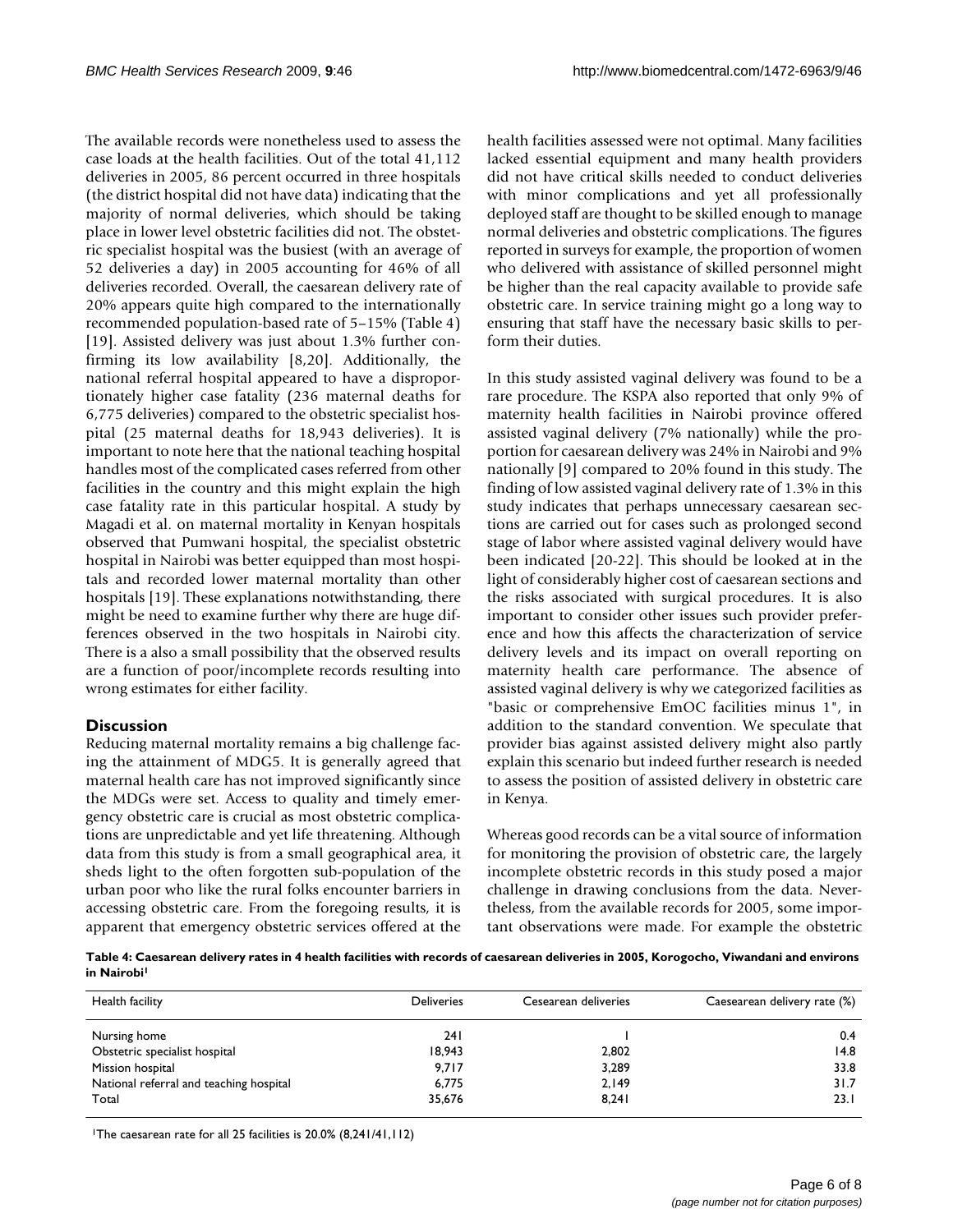The available records were nonetheless used to assess the case loads at the health facilities. Out of the total 41,112 deliveries in 2005, 86 percent occurred in three hospitals (the district hospital did not have data) indicating that the majority of normal deliveries, which should be taking place in lower level obstetric facilities did not. The obstetric specialist hospital was the busiest (with an average of 52 deliveries a day) in 2005 accounting for 46% of all deliveries recorded. Overall, the caesarean delivery rate of 20% appears quite high compared to the internationally recommended population-based rate of 5–15% (Table 4) [19]. Assisted delivery was just about 1.3% further confirming its low availability [8,20]. Additionally, the national referral hospital appeared to have a disproportionately higher case fatality (236 maternal deaths for 6,775 deliveries) compared to the obstetric specialist hospital (25 maternal deaths for 18,943 deliveries). It is important to note here that the national teaching hospital handles most of the complicated cases referred from other facilities in the country and this might explain the high case fatality rate in this particular hospital. A study by Magadi et al. on maternal mortality in Kenyan hospitals observed that Pumwani hospital, the specialist obstetric hospital in Nairobi was better equipped than most hospitals and recorded lower maternal mortality than other hospitals [19]. These explanations notwithstanding, there might be need to examine further why there are huge differences observed in the two hospitals in Nairobi city. There is a also a small possibility that the observed results are a function of poor/incomplete records resulting into wrong estimates for either facility.

## Discussion

Reducing maternal mortality remains a big challenge facing the attainment of MDG5. It is generally agreed that maternal health care has not improved significantly since the MDGs were set. Access to quality and timely emergency obstetric care is crucial as most obstetric complications are unpredictable and yet life threatening. Although data from this study is from a small geographical area, it sheds light to the often forgotten sub-population of the urban poor who like the rural folks encounter barriers in accessing obstetric care. From the foregoing results, it is apparent that emergency obstetric services offered at the health facilities assessed were not optimal. Many facilities lacked essential equipment and many health providers did not have critical skills needed to conduct deliveries with minor complications and yet all professionally deployed staff are thought to be skilled enough to manage normal deliveries and obstetric complications. The figures reported in surveys for example, the proportion of women who delivered with assistance of skilled personnel might be higher than the real capacity available to provide safe obstetric care. In service training might go a long way to ensuring that staff have the necessary basic skills to perform their duties.

In this study assisted vaginal delivery was found to be a rare procedure. The KSPA also reported that only 9% of maternity health facilities in Nairobi province offered assisted vaginal delivery (7% nationally) while the proportion for caesarean delivery was 24% in Nairobi and 9% nationally [9] compared to 20% found in this study. The finding of low assisted vaginal delivery rate of 1.3% in this study indicates that perhaps unnecessary caesarean sections are carried out for cases such as prolonged second stage of labor where assisted vaginal delivery would have been indicated [20-22]. This should be looked at in the light of considerably higher cost of caesarean sections and the risks associated with surgical procedures. It is also important to consider other issues such provider preference and how this affects the characterization of service delivery levels and its impact on overall reporting on maternity health care performance. The absence of assisted vaginal delivery is why we categorized facilities as "basic or comprehensive EmOC facilities minus 1", in addition to the standard convention. We speculate that provider bias against assisted delivery might also partly explain this scenario but indeed further research is needed to assess the position of assisted delivery in obstetric care in Kenya.

Whereas good records can be a vital source of information for monitoring the provision of obstetric care, the largely incomplete obstetric records in this study posed a major challenge in drawing conclusions from the data. Nevertheless, from the available records for 2005, some important observations were made. For example the obstetric

**Table 4: Caesarean delivery rates in 4 health facilities with records of caesarean deliveries in 2005, Korogocho, Viwandani and environs in Nairobi[1]**

| Health facility | Deliveries | Cesearean deliveries | Caesearean delivery rate (%) |
|---|---|---|---|
| Nursing home | 241 | 1 | 0.4 |
| Obstetric specialist hospital | 18,943 | 2,802 | 14.8 |
| Mission hospital | 9,717 | 3,289 | 33.8 |
| National referral and teaching hospital | 6,775 | 2,149 | 31.7 |
| Total | 35,676 | 8,241 | 23.1 |

[1]The caesarean rate for all 25 facilities is 20.0% (8,241/41,112)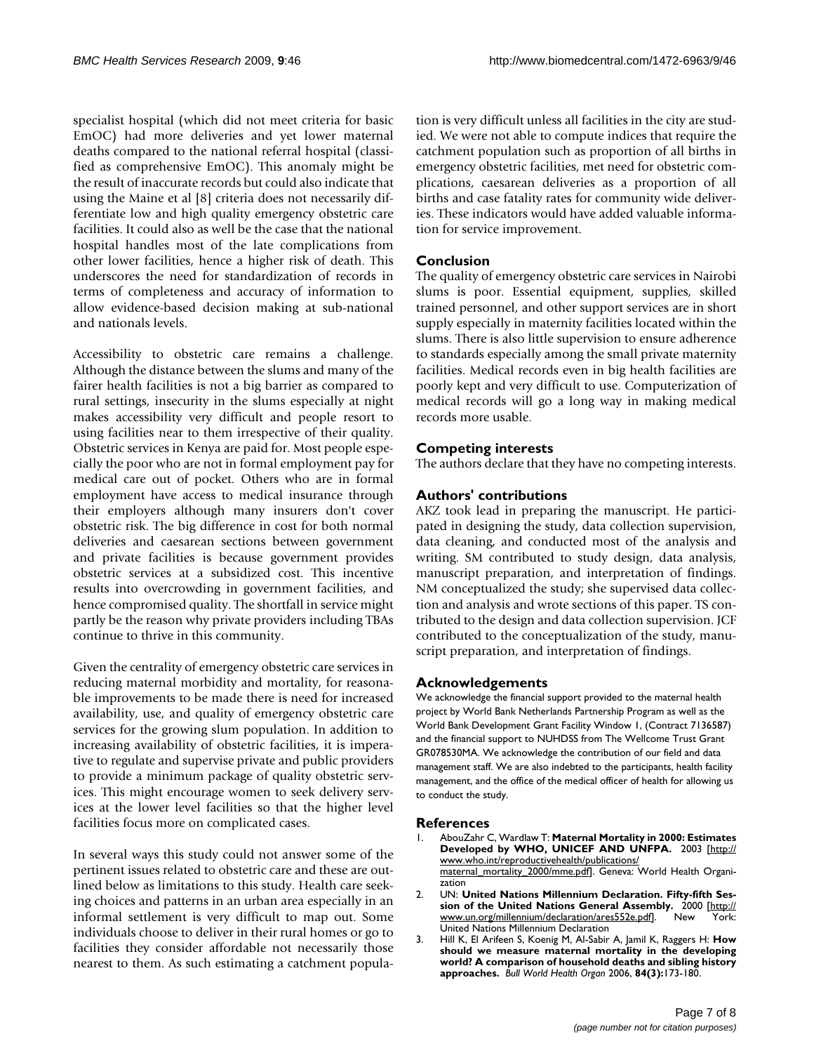specialist hospital (which did not meet criteria for basic EmOC) had more deliveries and yet lower maternal deaths compared to the national referral hospital (classified as comprehensive EmOC). This anomaly might be the result of inaccurate records but could also indicate that using the Maine et al [8] criteria does not necessarily differentiate low and high quality emergency obstetric care facilities. It could also as well be the case that the national hospital handles most of the late complications from other lower facilities, hence a higher risk of death. This underscores the need for standardization of records in terms of completeness and accuracy of information to allow evidence-based decision making at sub-national and nationals levels.

Accessibility to obstetric care remains a challenge. Although the distance between the slums and many of the fairer health facilities is not a big barrier as compared to rural settings, insecurity in the slums especially at night makes accessibility very difficult and people resort to using facilities near to them irrespective of their quality. Obstetric services in Kenya are paid for. Most people especially the poor who are not in formal employment pay for medical care out of pocket. Others who are in formal employment have access to medical insurance through their employers although many insurers don't cover obstetric risk. The big difference in cost for both normal deliveries and caesarean sections between government and private facilities is because government provides obstetric services at a subsidized cost. This incentive results into overcrowding in government facilities, and hence compromised quality. The shortfall in service might partly be the reason why private providers including TBAs continue to thrive in this community.

Given the centrality of emergency obstetric care services in reducing maternal morbidity and mortality, for reasonable improvements to be made there is need for increased availability, use, and quality of emergency obstetric care services for the growing slum population. In addition to increasing availability of obstetric facilities, it is imperative to regulate and supervise private and public providers to provide a minimum package of quality obstetric services. This might encourage women to seek delivery services at the lower level facilities so that the higher level facilities focus more on complicated cases.

In several ways this study could not answer some of the pertinent issues related to obstetric care and these are outlined below as limitations to this study. Health care seeking choices and patterns in an urban area especially in an informal settlement is very difficult to map out. Some individuals choose to deliver in their rural homes or go to facilities they consider affordable not necessarily those nearest to them. As such estimating a catchment population is very difficult unless all facilities in the city are studied. We were not able to compute indices that require the catchment population such as proportion of all births in emergency obstetric facilities, met need for obstetric complications, caesarean deliveries as a proportion of all births and case fatality rates for community wide deliveries. These indicators would have added valuable information for service improvement.

## Conclusion

The quality of emergency obstetric care services in Nairobi slums is poor. Essential equipment, supplies, skilled trained personnel, and other support services are in short supply especially in maternity facilities located within the slums. There is also little supervision to ensure adherence to standards especially among the small private maternity facilities. Medical records even in big health facilities are poorly kept and very difficult to use. Computerization of medical records will go a long way in making medical records more usable.

## Competing interests

The authors declare that they have no competing interests.

## Authors' contributions

AKZ took lead in preparing the manuscript. He participated in designing the study, data collection supervision, data cleaning, and conducted most of the analysis and writing. SM contributed to study design, data analysis, manuscript preparation, and interpretation of findings. NM conceptualized the study; she supervised data collection and analysis and wrote sections of this paper. TS contributed to the design and data collection supervision. JCF contributed to the conceptualization of the study, manuscript preparation, and interpretation of findings.

## Acknowledgements

We acknowledge the financial support provided to the maternal health project by World Bank Netherlands Partnership Program as well as the World Bank Development Grant Facility Window 1, (Contract 7136587) and the financial support to NUHDSS from The Wellcome Trust Grant GR078530MA. We acknowledge the contribution of our field and data management staff. We are also indebted to the participants, health facility management, and the office of the medical officer of health for allowing us to conduct the study.

## References

1. AbouZahr C, Wardlaw T: **Maternal Mortality in 2000: Estimates Developed by WHO, UNICEF AND UNFPA.** 2003 [http://www.who.int/reproductivehealth/publications/maternal_mortality_2000/mme.pdf]. Geneva: World Health Organization
2. UN: **United Nations Millennium Declaration. Fifty-fifth Session of the United Nations General Assembly.** 2000 [http://www.un.org/millennium/declaration/ares552e.pdf]. New York: United Nations Millennium Declaration
3. Hill K, El Arifeen S, Koenig M, Al-Sabir A, Jamil K, Raggers H: **How should we measure maternal mortality in the developing world? A comparison of household deaths and sibling history approaches.** *Bull World Health Organ* 2006, **84(3):**173-180.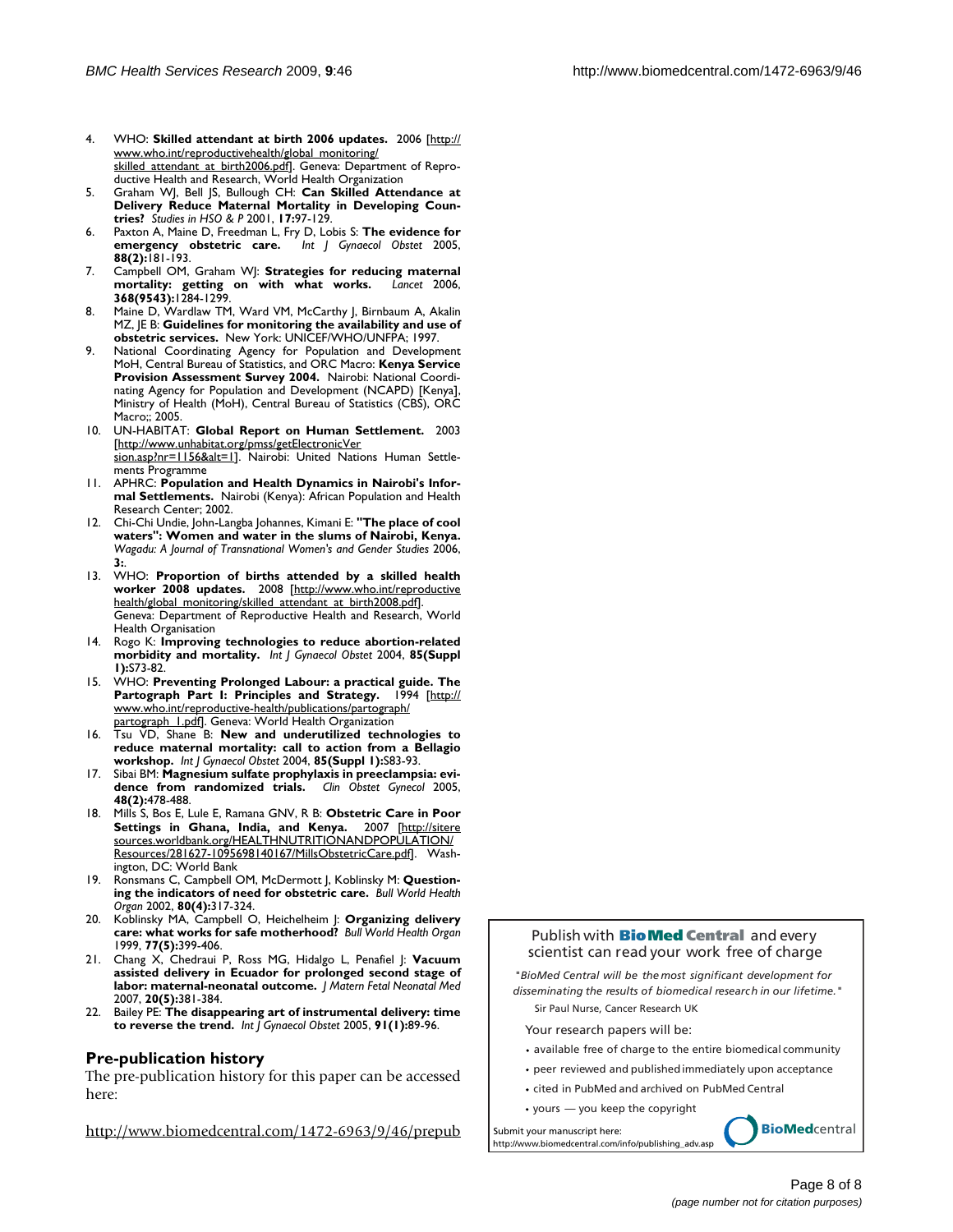4. WHO: **Skilled attendant at birth 2006 updates.** 2006 [http://www.who.int/reproductivehealth/global_monitoring/skilled_attendant_at_birth2006.pdf]. Geneva: Department of Reproductive Health and Research, World Health Organization
5. Graham WJ, Bell JS, Bullough CH: **Can Skilled Attendance at Delivery Reduce Maternal Mortality in Developing Countries?** *Studies in HSO & P* 2001, **17:**97-129.
6. Paxton A, Maine D, Freedman L, Fry D, Lobis S: **The evidence for emergency obstetric care.** *Int J Gynaecol Obstet* 2005, **88(2):**181-193.
7. Campbell OM, Graham WJ: **Strategies for reducing maternal mortality: getting on with what works.** *Lancet* 2006, **368(9543):**1284-1299.
8. Maine D, Wardlaw TM, Ward VM, McCarthy J, Birnbaum A, Akalin MZ, JE B: **Guidelines for monitoring the availability and use of obstetric services.** New York: UNICEF/WHO/UNFPA; 1997.
9. National Coordinating Agency for Population and Development MoH, Central Bureau of Statistics, and ORC Macro: **Kenya Service Provision Assessment Survey 2004.** Nairobi: National Coordinating Agency for Population and Development (NCAPD) [Kenya], Ministry of Health (MoH), Central Bureau of Statistics (CBS), ORC Macro;; 2005.
10. UN-HABITAT: **Global Report on Human Settlement.** 2003 [http://www.unhabitat.org/pmss/getElectronicVersion.asp?nr=1156&alt=1]. Nairobi: United Nations Human Settlements Programme
11. APHRC: **Population and Health Dynamics in Nairobi's Informal Settlements.** Nairobi (Kenya): African Population and Health Research Center; 2002.
12. Chi-Chi Undie, John-Langba Johannes, Kimani E: **"The place of cool waters": Women and water in the slums of Nairobi, Kenya.** *Wagadu: A Journal of Transnational Women's and Gender Studies* 2006, **3:**.
13. WHO: **Proportion of births attended by a skilled health worker 2008 updates.** 2008 [http://www.who.int/reproductivehealth/global_monitoring/skilled_attendant_at_birth2008.pdf]. Geneva: Department of Reproductive Health and Research, World Health Organisation
14. Rogo K: **Improving technologies to reduce abortion-related morbidity and mortality.** *Int J Gynaecol Obstet* 2004, **85(Suppl 1):**S73-82.
15. WHO: **Preventing Prolonged Labour: a practical guide. The Partograph Part I: Principles and Strategy.** 1994 [http://www.who.int/reproductive-health/publications/partograph/partograph_1.pdf]. Geneva: World Health Organization
16. Tsu VD, Shane B: **New and underutilized technologies to reduce maternal mortality: call to action from a Bellagio workshop.** *Int J Gynaecol Obstet* 2004, **85(Suppl 1):**S83-93.
17. Sibai BM: **Magnesium sulfate prophylaxis in preeclampsia: evidence from randomized trials.** *Clin Obstet Gynecol* 2005, **48(2):**478-488.
18. Mills S, Bos E, Lule E, Ramana GNV, R B: **Obstetric Care in Poor Settings in Ghana, India, and Kenya.** 2007 [http://siteresources.worldbank.org/HEALTHNUTRITIONANDPOPULATION/Resources/281627-1095698140167/MillsObstetricCare.pdf]. Washington, DC: World Bank
19. Ronsmans C, Campbell OM, McDermott J, Koblinsky M: **Questioning the indicators of need for obstetric care.** *Bull World Health Organ* 2002, **80(4):**317-324.
20. Koblinsky MA, Campbell O, Heichelheim J: **Organizing delivery care: what works for safe motherhood?** *Bull World Health Organ* 1999, **77(5):**399-406.
21. Chang X, Chedraui P, Ross MG, Hidalgo L, Penafiel J: **Vacuum assisted delivery in Ecuador for prolonged second stage of labor: maternal-neonatal outcome.** *J Matern Fetal Neonatal Med* 2007, **20(5):**381-384.
22. Bailey PE: **The disappearing art of instrumental delivery: time to reverse the trend.** *Int J Gynaecol Obstet* 2005, **91(1):**89-96.

## Pre-publication history

The pre-publication history for this paper can be accessed here:

http://www.biomedcentral.com/1472-6963/9/46/prepub

Publish with **BioMed Central** and every scientist can read your work free of charge

*"BioMed Central will be the most significant development for disseminating the results of biomedical research in our lifetime."*

Sir Paul Nurse, Cancer Research UK

Your research papers will be:

- available free of charge to the entire biomedical community
- peer reviewed and published immediately upon acceptance
- cited in PubMed and archived on PubMed Central
- yours — you keep the copyright

Submit your manuscript here:
http://www.biomedcentral.com/info/publishing_adv.asp

BioMedcentral